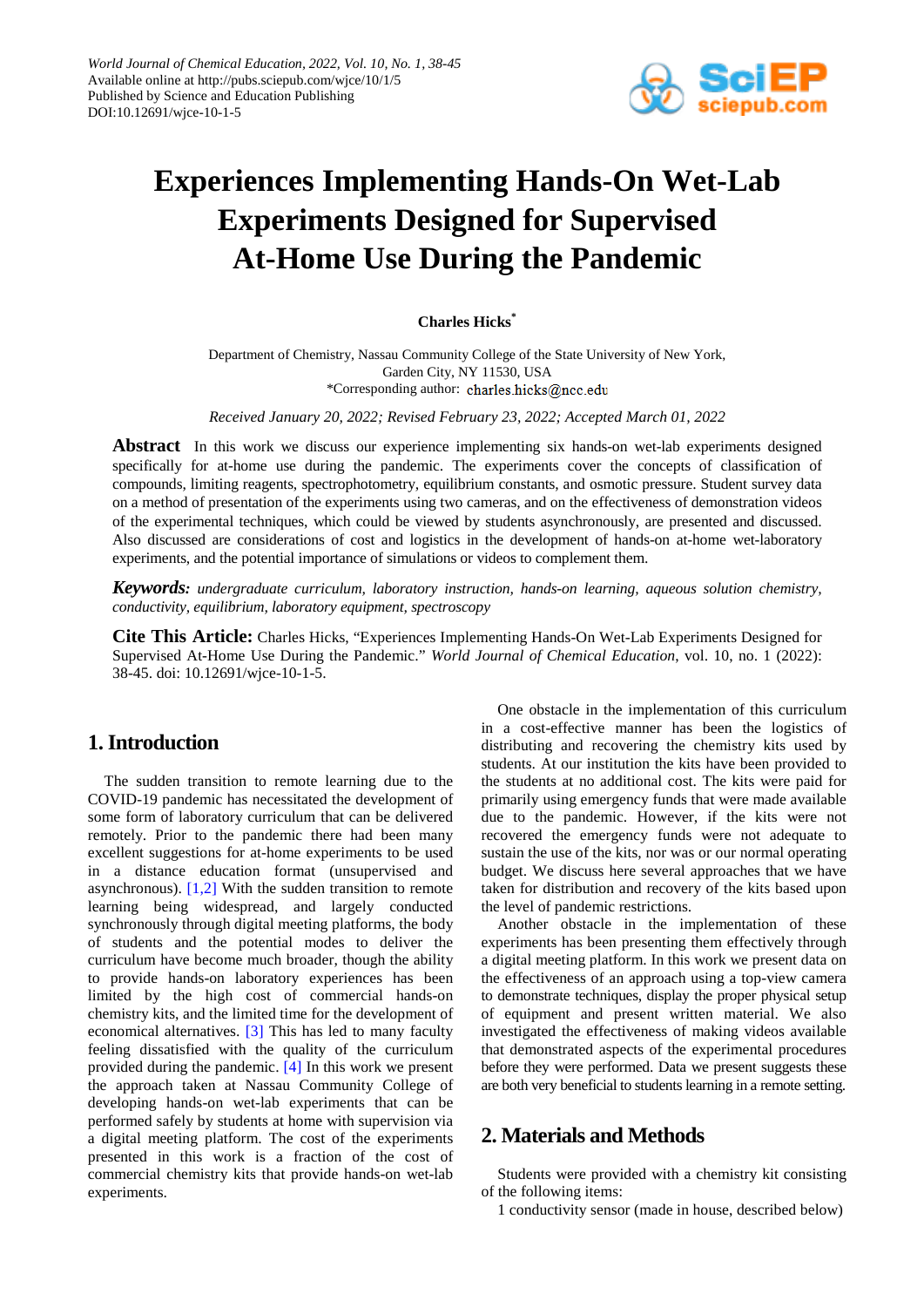# Experiences Implementing Hands-On Wet-Lab Experiments Designed for Supervised At-Home Use During the Pandemic

**Charles Hicks***

Department of Chemistry, Nassau Community College of the State University of New York, Garden City, NY 11530, USA
*Corresponding author: charles.hicks@ncc.edu

*Received January 20, 2022; Revised February 23, 2022; Accepted March 01, 2022*

**Abstract** In this work we discuss our experience implementing six hands-on wet-lab experiments designed specifically for at-home use during the pandemic. The experiments cover the concepts of classification of compounds, limiting reagents, spectrophotometry, equilibrium constants, and osmotic pressure. Student survey data on a method of presentation of the experiments using two cameras, and on the effectiveness of demonstration videos of the experimental techniques, which could be viewed by students asynchronously, are presented and discussed. Also discussed are considerations of cost and logistics in the development of hands-on at-home wet-laboratory experiments, and the potential importance of simulations or videos to complement them.

***Keywords:*** *undergraduate curriculum, laboratory instruction, hands-on learning, aqueous solution chemistry, conductivity, equilibrium, laboratory equipment, spectroscopy*

**Cite This Article:** Charles Hicks, "Experiences Implementing Hands-On Wet-Lab Experiments Designed for Supervised At-Home Use During the Pandemic." *World Journal of Chemical Education*, vol. 10, no. 1 (2022): 38-45. doi: 10.12691/wjce-10-1-5.

## 1. Introduction

The sudden transition to remote learning due to the COVID-19 pandemic has necessitated the development of some form of laboratory curriculum that can be delivered remotely. Prior to the pandemic there had been many excellent suggestions for at-home experiments to be used in a distance education format (unsupervised and asynchronous). [1,2] With the sudden transition to remote learning being widespread, and largely conducted synchronously through digital meeting platforms, the body of students and the potential modes to deliver the curriculum have become much broader, though the ability to provide hands-on laboratory experiences has been limited by the high cost of commercial hands-on chemistry kits, and the limited time for the development of economical alternatives. [3] This has led to many faculty feeling dissatisfied with the quality of the curriculum provided during the pandemic. [4] In this work we present the approach taken at Nassau Community College of developing hands-on wet-lab experiments that can be performed safely by students at home with supervision via a digital meeting platform. The cost of the experiments presented in this work is a fraction of the cost of commercial chemistry kits that provide hands-on wet-lab experiments.

One obstacle in the implementation of this curriculum in a cost-effective manner has been the logistics of distributing and recovering the chemistry kits used by students. At our institution the kits have been provided to the students at no additional cost. The kits were paid for primarily using emergency funds that were made available due to the pandemic. However, if the kits were not recovered the emergency funds were not adequate to sustain the use of the kits, nor was our normal operating budget. We discuss here several approaches that we have taken for distribution and recovery of the kits based upon the level of pandemic restrictions.

Another obstacle in the implementation of these experiments has been presenting them effectively through a digital meeting platform. In this work we present data on the effectiveness of an approach using a top-view camera to demonstrate techniques, display the proper physical setup of equipment and present written material. We also investigated the effectiveness of making videos available that demonstrated aspects of the experimental procedures before they were performed. Data we present suggests these are both very beneficial to students learning in a remote setting.

## 2. Materials and Methods

Students were provided with a chemistry kit consisting of the following items:

1 conductivity sensor (made in house, described below)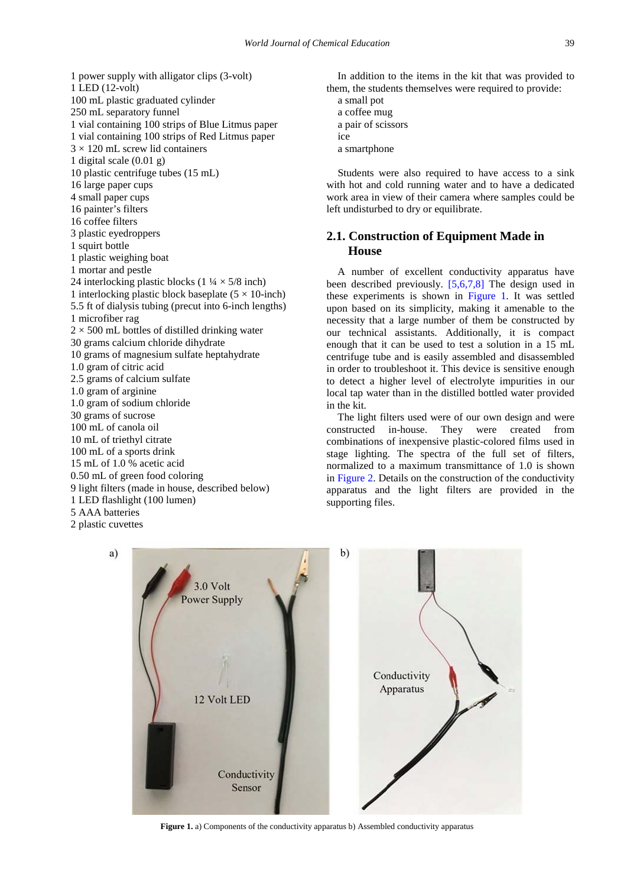1 power supply with alligator clips (3-volt)
1 LED (12-volt)
100 mL plastic graduated cylinder
250 mL separatory funnel
1 vial containing 100 strips of Blue Litmus paper
1 vial containing 100 strips of Red Litmus paper
3 × 120 mL screw lid containers
1 digital scale (0.01 g)
10 plastic centrifuge tubes (15 mL)
16 large paper cups
4 small paper cups
16 painter's filters
16 coffee filters
3 plastic eyedroppers
1 squirt bottle
1 plastic weighing boat
1 mortar and pestle
24 interlocking plastic blocks (1 ¼ × 5/8 inch)
1 interlocking plastic block baseplate (5 × 10-inch)
5.5 ft of dialysis tubing (precut into 6-inch lengths)
1 microfiber rag
2 × 500 mL bottles of distilled drinking water
30 grams calcium chloride dihydrate
10 grams of magnesium sulfate heptahydrate
1.0 gram of citric acid
2.5 grams of calcium sulfate
1.0 gram of arginine
1.0 gram of sodium chloride
30 grams of sucrose
100 mL of canola oil
10 mL of triethyl citrate
100 mL of a sports drink
15 mL of 1.0 % acetic acid
0.50 mL of green food coloring
9 light filters (made in house, described below)
1 LED flashlight (100 lumen)
5 AAA batteries
2 plastic cuvettes

In addition to the items in the kit that was provided to them, the students themselves were required to provide:
a small pot
a coffee mug
a pair of scissors
ice
a smartphone

Students were also required to have access to a sink with hot and cold running water and to have a dedicated work area in view of their camera where samples could be left undisturbed to dry or equilibrate.

## 2.1. Construction of Equipment Made in House

A number of excellent conductivity apparatus have been described previously. [5,6,7,8] The design used in these experiments is shown in Figure 1. It was settled upon based on its simplicity, making it amenable to the necessity that a large number of them be constructed by our technical assistants. Additionally, it is compact enough that it can be used to test a solution in a 15 mL centrifuge tube and is easily assembled and disassembled in order to troubleshoot it. This device is sensitive enough to detect a higher level of electrolyte impurities in our local tap water than in the distilled bottled water provided in the kit.

The light filters used were of our own design and were constructed in-house. They were created from combinations of inexpensive plastic-colored films used in stage lighting. The spectra of the full set of filters, normalized to a maximum transmittance of 1.0 is shown in Figure 2. Details on the construction of the conductivity apparatus and the light filters are provided in the supporting files.

**Figure 1.** a) Components of the conductivity apparatus b) Assembled conductivity apparatus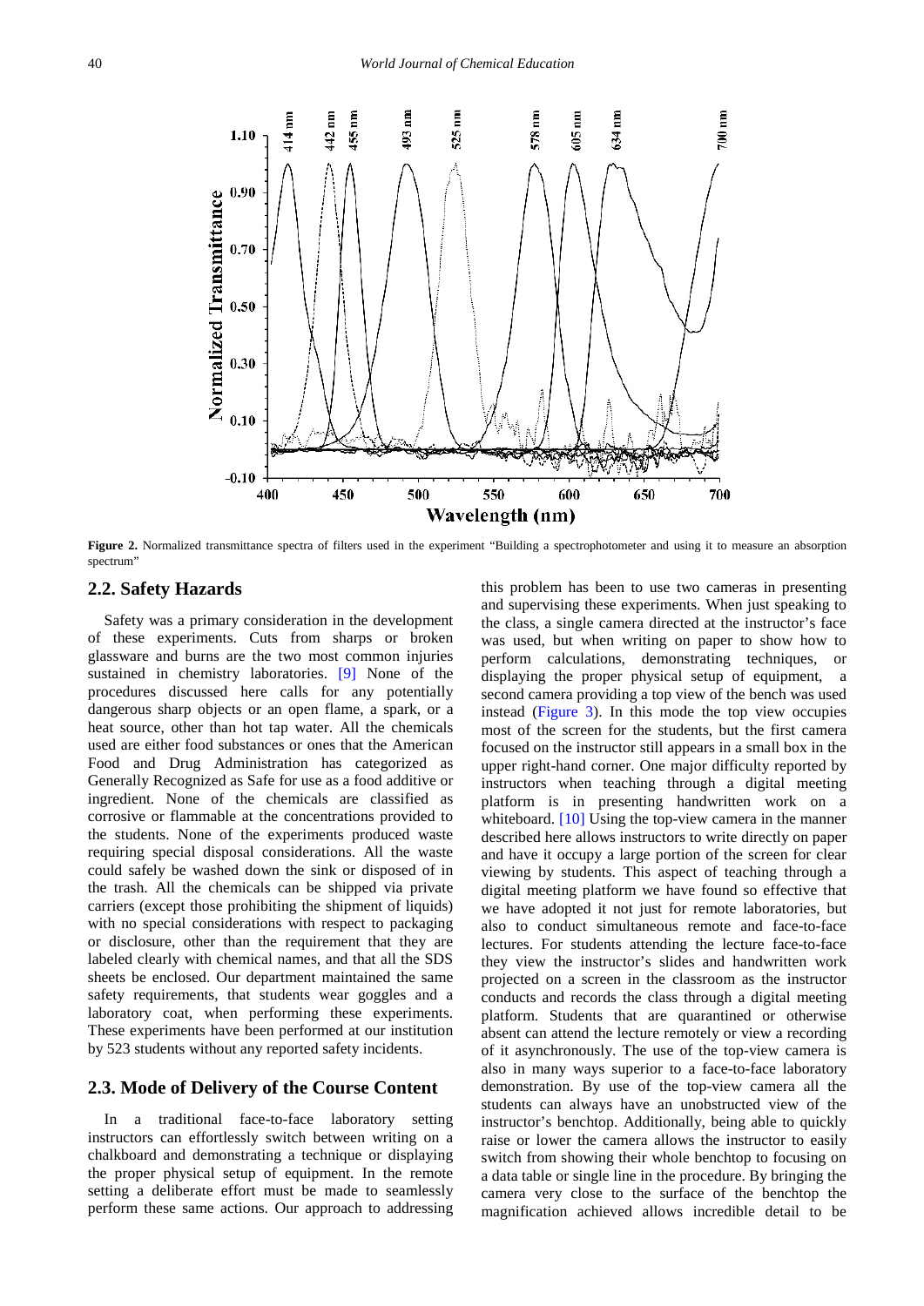**Figure 2.** Normalized transmittance spectra of filters used in the experiment "Building a spectrophotometer and using it to measure an absorption spectrum"

## 2.2. Safety Hazards

Safety was a primary consideration in the development of these experiments. Cuts from sharps or broken glassware and burns are the two most common injuries sustained in chemistry laboratories. [9] None of the procedures discussed here calls for any potentially dangerous sharp objects or an open flame, a spark, or a heat source, other than hot tap water. All the chemicals used are either food substances or ones that the American Food and Drug Administration has categorized as Generally Recognized as Safe for use as a food additive or ingredient. None of the chemicals are classified as corrosive or flammable at the concentrations provided to the students. None of the experiments produced waste requiring special disposal considerations. All the waste could safely be washed down the sink or disposed of in the trash. All the chemicals can be shipped via private carriers (except those prohibiting the shipment of liquids) with no special considerations with respect to packaging or disclosure, other than the requirement that they are labeled clearly with chemical names, and that all the SDS sheets be enclosed. Our department maintained the same safety requirements, that students wear goggles and a laboratory coat, when performing these experiments. These experiments have been performed at our institution by 523 students without any reported safety incidents.

## 2.3. Mode of Delivery of the Course Content

In a traditional face-to-face laboratory setting instructors can effortlessly switch between writing on a chalkboard and demonstrating a technique or displaying the proper physical setup of equipment. In the remote setting a deliberate effort must be made to seamlessly perform these same actions. Our approach to addressing this problem has been to use two cameras in presenting and supervising these experiments. When just speaking to the class, a single camera directed at the instructor's face was used, but when writing on paper to show how to perform calculations, demonstrating techniques, or displaying the proper physical setup of equipment, a second camera providing a top view of the bench was used instead (Figure 3). In this mode the top view occupies most of the screen for the students, but the first camera focused on the instructor still appears in a small box in the upper right-hand corner. One major difficulty reported by instructors when teaching through a digital meeting platform is in presenting handwritten work on a whiteboard. [10] Using the top-view camera in the manner described here allows instructors to write directly on paper and have it occupy a large portion of the screen for clear viewing by students. This aspect of teaching through a digital meeting platform we have found so effective that we have adopted it not just for remote laboratories, but also to conduct simultaneous remote and face-to-face lectures. For students attending the lecture face-to-face they view the instructor's slides and handwritten work projected on a screen in the classroom as the instructor conducts and records the class through a digital meeting platform. Students that are quarantined or otherwise absent can attend the lecture remotely or view a recording of it asynchronously. The use of the top-view camera is also in many ways superior to a face-to-face laboratory demonstration. By use of the top-view camera all the students can always have an unobstructed view of the instructor's benchtop. Additionally, being able to quickly raise or lower the camera allows the instructor to easily switch from showing their whole benchtop to focusing on a data table or single line in the procedure. By bringing the camera very close to the surface of the benchtop the magnification achieved allows incredible detail to be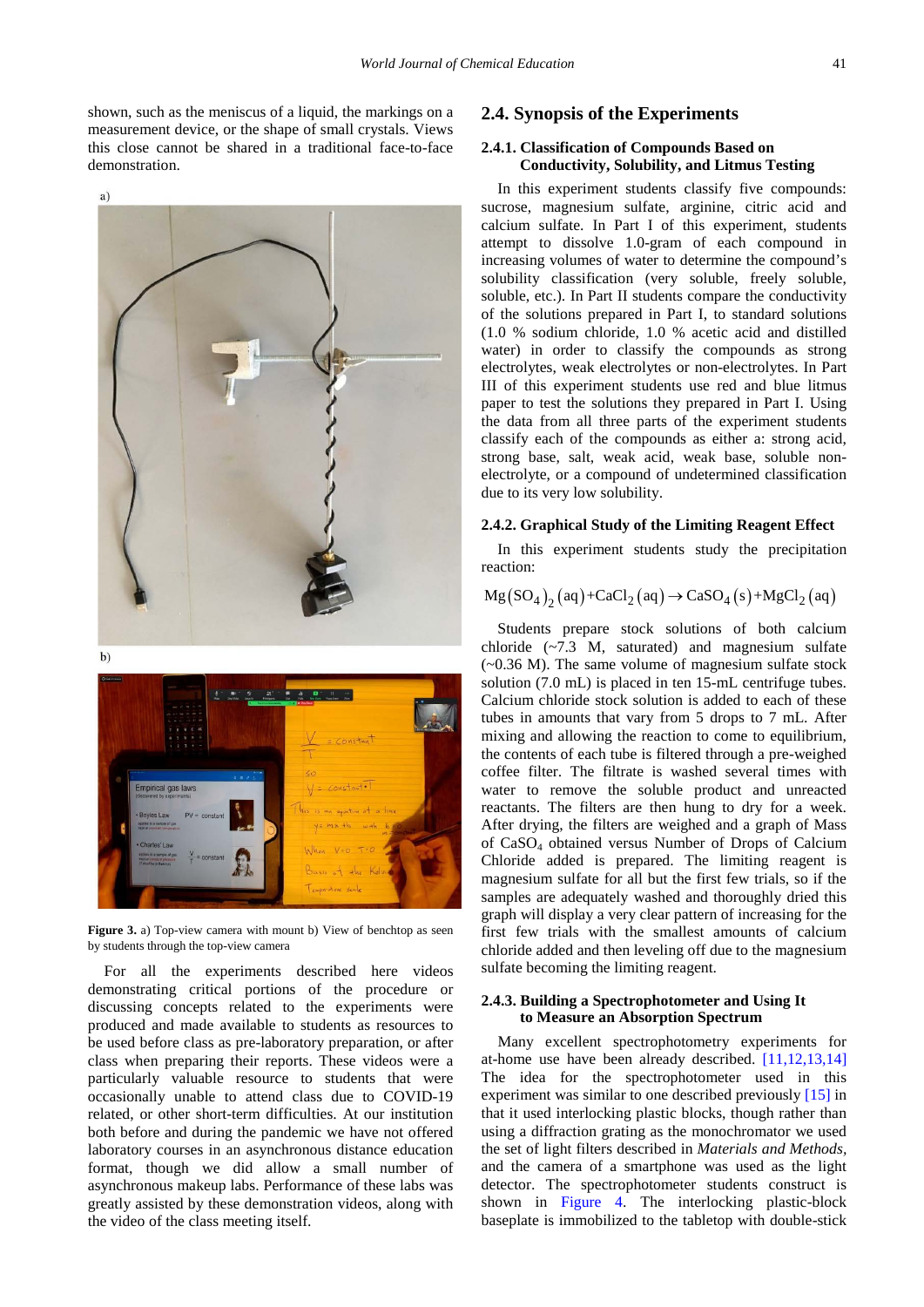shown, such as the meniscus of a liquid, the markings on a measurement device, or the shape of small crystals. Views this close cannot be shared in a traditional face-to-face demonstration.

**Figure 3.** a) Top-view camera with mount b) View of benchtop as seen by students through the top-view camera

For all the experiments described here videos demonstrating critical portions of the procedure or discussing concepts related to the experiments were produced and made available to students as resources to be used before class as pre-laboratory preparation, or after class when preparing their reports. These videos were a particularly valuable resource to students that were occasionally unable to attend class due to COVID-19 related, or other short-term difficulties. At our institution both before and during the pandemic we have not offered laboratory courses in an asynchronous distance education format, though we did allow a small number of asynchronous makeup labs. Performance of these labs was greatly assisted by these demonstration videos, along with the video of the class meeting itself.

## 2.4. Synopsis of the Experiments

### 2.4.1. Classification of Compounds Based on Conductivity, Solubility, and Litmus Testing

In this experiment students classify five compounds: sucrose, magnesium sulfate, arginine, citric acid and calcium sulfate. In Part I of this experiment, students attempt to dissolve 1.0-gram of each compound in increasing volumes of water to determine the compound's solubility classification (very soluble, freely soluble, soluble, etc.). In Part II students compare the conductivity of the solutions prepared in Part I, to standard solutions (1.0 % sodium chloride, 1.0 % acetic acid and distilled water) in order to classify the compounds as strong electrolytes, weak electrolytes or non-electrolytes. In Part III of this experiment students use red and blue litmus paper to test the solutions they prepared in Part I. Using the data from all three parts of the experiment students classify each of the compounds as either a: strong acid, strong base, salt, weak acid, weak base, soluble non-electrolyte, or a compound of undetermined classification due to its very low solubility.

### 2.4.2. Graphical Study of the Limiting Reagent Effect

In this experiment students study the precipitation reaction:

$$\mathrm{Mg(SO_4)_2\,(aq) + CaCl_2\,(aq) \rightarrow CaSO_4\,(s) + MgCl_2\,(aq)}$$

Students prepare stock solutions of both calcium chloride (~7.3 M, saturated) and magnesium sulfate (~0.36 M). The same volume of magnesium sulfate stock solution (7.0 mL) is placed in ten 15-mL centrifuge tubes. Calcium chloride stock solution is added to each of these tubes in amounts that vary from 5 drops to 7 mL. After mixing and allowing the reaction to come to equilibrium, the contents of each tube is filtered through a pre-weighed coffee filter. The filtrate is washed several times with water to remove the soluble product and unreacted reactants. The filters are then hung to dry for a week. After drying, the filters are weighed and a graph of Mass of $CaSO_4$ obtained versus Number of Drops of Calcium Chloride added is prepared. The limiting reagent is magnesium sulfate for all but the first few trials, so if the samples are adequately washed and thoroughly dried this graph will display a very clear pattern of increasing for the first few trials with the smallest amounts of calcium chloride added and then leveling off due to the magnesium sulfate becoming the limiting reagent.

### 2.4.3. Building a Spectrophotometer and Using It to Measure an Absorption Spectrum

Many excellent spectrophotometry experiments for at-home use have been already described. [11,12,13,14] The idea for the spectrophotometer used in this experiment was similar to one described previously [15] in that it used interlocking plastic blocks, though rather than using a diffraction grating as the monochromator we used the set of light filters described in *Materials and Methods*, and the camera of a smartphone was used as the light detector. The spectrophotometer students construct is shown in Figure 4. The interlocking plastic-block baseplate is immobilized to the tabletop with double-stick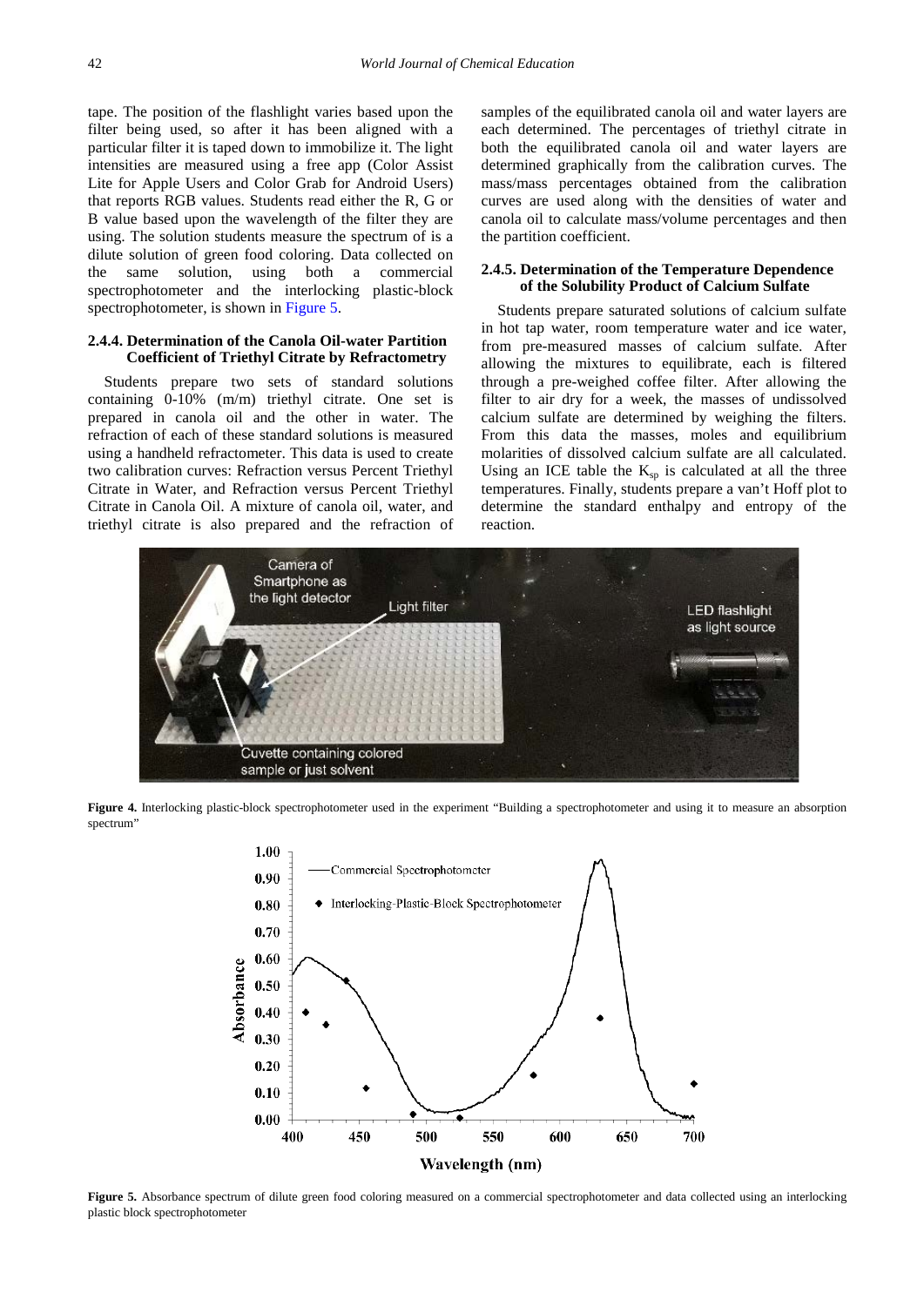tape. The position of the flashlight varies based upon the filter being used, so after it has been aligned with a particular filter it is taped down to immobilize it. The light intensities are measured using a free app (Color Assist Lite for Apple Users and Color Grab for Android Users) that reports RGB values. Students read either the R, G or B value based upon the wavelength of the filter they are using. The solution students measure the spectrum of is a dilute solution of green food coloring. Data collected on the same solution, using both a commercial spectrophotometer and the interlocking plastic-block spectrophotometer, is shown in Figure 5.

### 2.4.4. Determination of the Canola Oil-water Partition Coefficient of Triethyl Citrate by Refractometry

Students prepare two sets of standard solutions containing 0-10% (m/m) triethyl citrate. One set is prepared in canola oil and the other in water. The refraction of each of these standard solutions is measured using a handheld refractometer. This data is used to create two calibration curves: Refraction versus Percent Triethyl Citrate in Water, and Refraction versus Percent Triethyl Citrate in Canola Oil. A mixture of canola oil, water, and triethyl citrate is also prepared and the refraction of samples of the equilibrated canola oil and water layers are each determined. The percentages of triethyl citrate in both the equilibrated canola oil and water layers are determined graphically from the calibration curves. The mass/mass percentages obtained from the calibration curves are used along with the densities of water and canola oil to calculate mass/volume percentages and then the partition coefficient.

### 2.4.5. Determination of the Temperature Dependence of the Solubility Product of Calcium Sulfate

Students prepare saturated solutions of calcium sulfate in hot tap water, room temperature water and ice water, from pre-measured masses of calcium sulfate. After allowing the mixtures to equilibrate, each is filtered through a pre-weighed coffee filter. After allowing the filter to air dry for a week, the masses of undissolved calcium sulfate are determined by weighing the filters. From this data the masses, moles and equilibrium molarities of dissolved calcium sulfate are all calculated. Using an ICE table the $K_{sp}$ is calculated at all the three temperatures. Finally, students prepare a van't Hoff plot to determine the standard enthalpy and entropy of the reaction.

**Figure 4.** Interlocking plastic-block spectrophotometer used in the experiment "Building a spectrophotometer and using it to measure an absorption spectrum"

**Figure 5.** Absorbance spectrum of dilute green food coloring measured on a commercial spectrophotometer and data collected using an interlocking plastic block spectrophotometer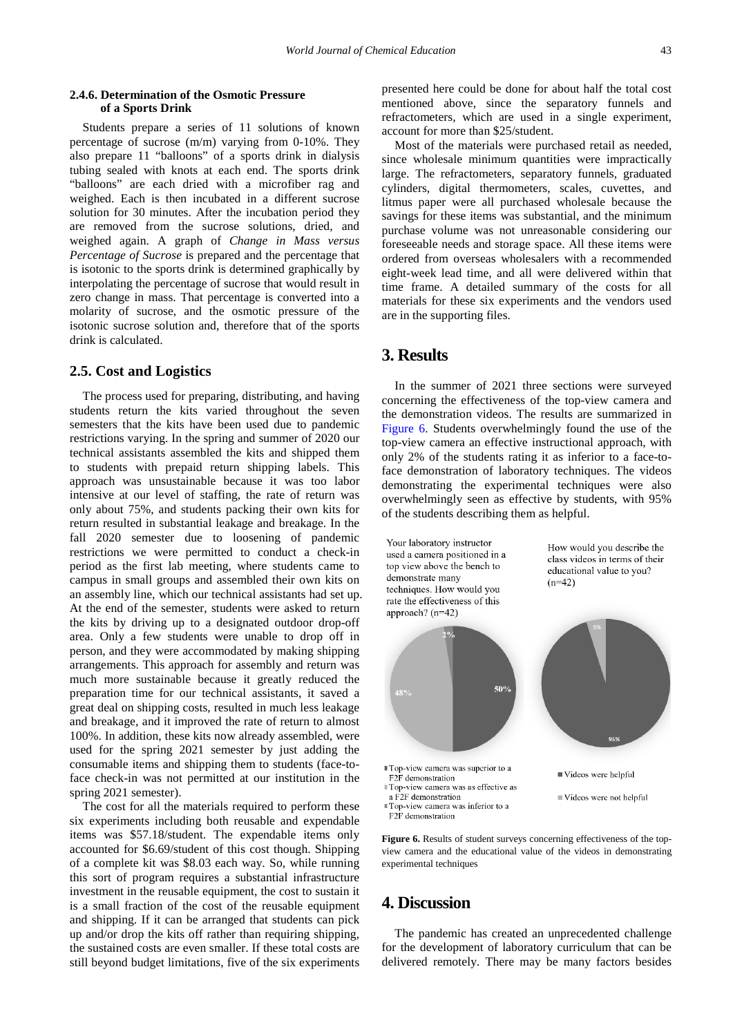#### 2.4.6. Determination of the Osmotic Pressure of a Sports Drink

Students prepare a series of 11 solutions of known percentage of sucrose (m/m) varying from 0-10%. They also prepare 11 "balloons" of a sports drink in dialysis tubing sealed with knots at each end. The sports drink "balloons" are each dried with a microfiber rag and weighed. Each is then incubated in a different sucrose solution for 30 minutes. After the incubation period they are removed from the sucrose solutions, dried, and weighed again. A graph of *Change in Mass versus Percentage of Sucrose* is prepared and the percentage that is isotonic to the sports drink is determined graphically by interpolating the percentage of sucrose that would result in zero change in mass. That percentage is converted into a molarity of sucrose, and the osmotic pressure of the isotonic sucrose solution and, therefore that of the sports drink is calculated.

### 2.5. Cost and Logistics

The process used for preparing, distributing, and having students return the kits varied throughout the seven semesters that the kits have been used due to pandemic restrictions varying. In the spring and summer of 2020 our technical assistants assembled the kits and shipped them to students with prepaid return shipping labels. This approach was unsustainable because it was too labor intensive at our level of staffing, the rate of return was only about 75%, and students packing their own kits for return resulted in substantial leakage and breakage. In the fall 2020 semester due to loosening of pandemic restrictions we were permitted to conduct a check-in period as the first lab meeting, where students came to campus in small groups and assembled their own kits on an assembly line, which our technical assistants had set up. At the end of the semester, students were asked to return the kits by driving up to a designated outdoor drop-off area. Only a few students were unable to drop off in person, and they were accommodated by making shipping arrangements. This approach for assembly and return was much more sustainable because it greatly reduced the preparation time for our technical assistants, it saved a great deal on shipping costs, resulted in much less leakage and breakage, and it improved the rate of return to almost 100%. In addition, these kits now already assembled, were used for the spring 2021 semester by just adding the consumable items and shipping them to students (face-to-face check-in was not permitted at our institution in the spring 2021 semester).

The cost for all the materials required to perform these six experiments including both reusable and expendable items was \$57.18/student. The expendable items only accounted for \$6.69/student of this cost though. Shipping of a complete kit was \$8.03 each way. So, while running this sort of program requires a substantial infrastructure investment in the reusable equipment, the cost to sustain it is a small fraction of the cost of the reusable equipment and shipping. If it can be arranged that students can pick up and/or drop the kits off rather than requiring shipping, the sustained costs are even smaller. If these total costs are still beyond budget limitations, five of the six experiments presented here could be done for about half the total cost mentioned above, since the separatory funnels and refractometers, which are used in a single experiment, account for more than \$25/student.

Most of the materials were purchased retail as needed, since wholesale minimum quantities were impractically large. The refractometers, separatory funnels, graduated cylinders, digital thermometers, scales, cuvettes, and litmus paper were all purchased wholesale because the savings for these items was substantial, and the minimum purchase volume was not unreasonable considering our foreseeable needs and storage space. All these items were ordered from overseas wholesalers with a recommended eight-week lead time, and all were delivered within that time frame. A detailed summary of the costs for all materials for these six experiments and the vendors used are in the supporting files.

## 3. Results

In the summer of 2021 three sections were surveyed concerning the effectiveness of the top-view camera and the demonstration videos. The results are summarized in Figure 6. Students overwhelmingly found the use of the top-view camera an effective instructional approach, with only 2% of the students rating it as inferior to a face-to-face demonstration of laboratory techniques. The videos demonstrating the experimental techniques were also overwhelmingly seen as effective by students, with 95% of the students describing them as helpful.

Your laboratory instructor used a camera positioned in a top view above the bench to demonstrate many techniques. How would you rate the effectiveness of this approach? (n=42)

How would you describe the class videos in terms of their educational value to you? (n=42)

- Top-view camera was superior to a F2F demonstration: 50%
- Top-view camera was as effective as a F2F demonstration: 48%
- Top-view camera was inferior to a F2F demonstration: 2%

- Videos were helpful: 95%
- Videos were not helpful: 5%

**Figure 6.** Results of student surveys concerning effectiveness of the top-view camera and the educational value of the videos in demonstrating experimental techniques

## 4. Discussion

The pandemic has created an unprecedented challenge for the development of laboratory curriculum that can be delivered remotely. There may be many factors besides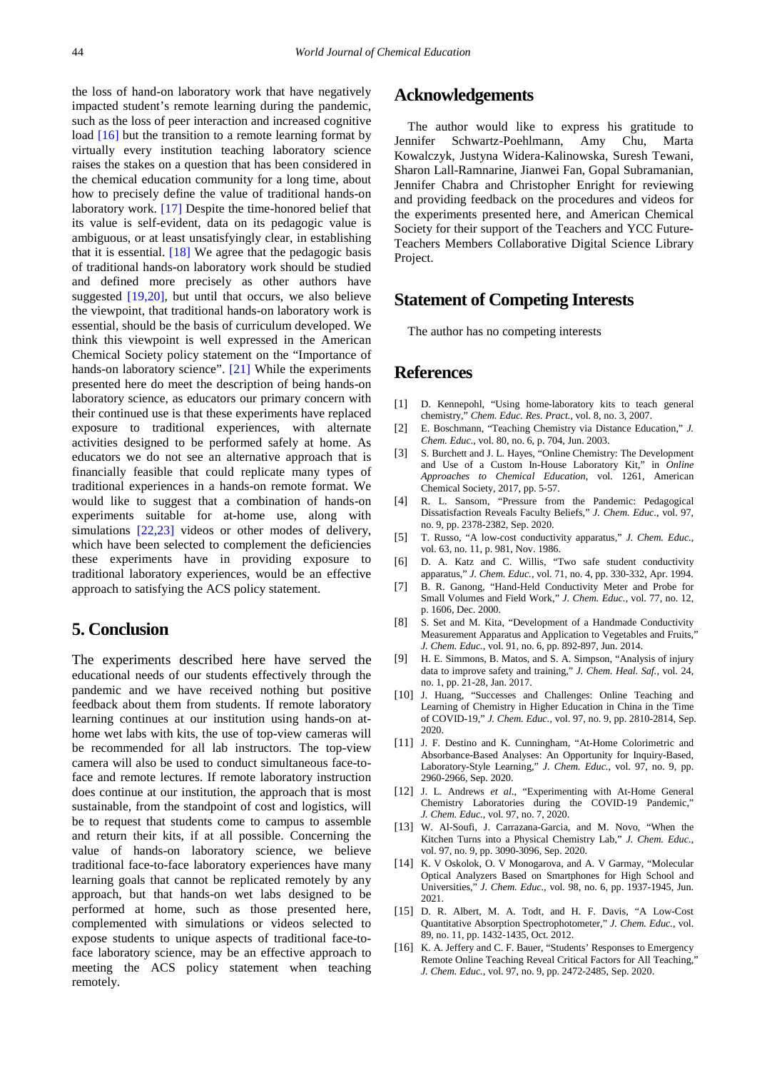the loss of hand-on laboratory work that have negatively impacted student's remote learning during the pandemic, such as the loss of peer interaction and increased cognitive load [16] but the transition to a remote learning format by virtually every institution teaching laboratory science raises the stakes on a question that has been considered in the chemical education community for a long time, about how to precisely define the value of traditional hands-on laboratory work. [17] Despite the time-honored belief that its value is self-evident, data on its pedagogic value is ambiguous, or at least unsatisfyingly clear, in establishing that it is essential. [18] We agree that the pedagogic basis of traditional hands-on laboratory work should be studied and defined more precisely as other authors have suggested [19,20], but until that occurs, we also believe the viewpoint, that traditional hands-on laboratory work is essential, should be the basis of curriculum developed. We think this viewpoint is well expressed in the American Chemical Society policy statement on the "Importance of hands-on laboratory science". [21] While the experiments presented here do meet the description of being hands-on laboratory science, as educators our primary concern with their continued use is that these experiments have replaced exposure to traditional experiences, with alternate activities designed to be performed safely at home. As educators we do not see an alternative approach that is financially feasible that could replicate many types of traditional experiences in a hands-on remote format. We would like to suggest that a combination of hands-on experiments suitable for at-home use, along with simulations [22,23] videos or other modes of delivery, which have been selected to complement the deficiencies these experiments have in providing exposure to traditional laboratory experiences, would be an effective approach to satisfying the ACS policy statement.

## 5. Conclusion

The experiments described here have served the educational needs of our students effectively through the pandemic and we have received nothing but positive feedback about them from students. If remote laboratory learning continues at our institution using hands-on at-home wet labs with kits, the use of top-view cameras will be recommended for all lab instructors. The top-view camera will also be used to conduct simultaneous face-to-face and remote lectures. If remote laboratory instruction does continue at our institution, the approach that is most sustainable, from the standpoint of cost and logistics, will be to request that students come to campus to assemble and return their kits, if at all possible. Concerning the value of hands-on laboratory science, we believe traditional face-to-face laboratory experiences have many learning goals that cannot be replicated remotely by any approach, but that hands-on wet labs designed to be performed at home, such as those presented here, complemented with simulations or videos selected to expose students to unique aspects of traditional face-to-face laboratory science, may be an effective approach to meeting the ACS policy statement when teaching remotely.

## Acknowledgements

The author would like to express his gratitude to Jennifer Schwartz-Poehlmann, Amy Chu, Marta Kowalczyk, Justyna Widera-Kalinowska, Suresh Tewani, Sharon Lall-Ramnarine, Jianwei Fan, Gopal Subramanian, Jennifer Chabra and Christopher Enright for reviewing and providing feedback on the procedures and videos for the experiments presented here, and American Chemical Society for their support of the Teachers and YCC Future-Teachers Members Collaborative Digital Science Library Project.

## Statement of Competing Interests

The author has no competing interests

## References

[1] D. Kennepohl, "Using home-laboratory kits to teach general chemistry," *Chem. Educ. Res. Pract.*, vol. 8, no. 3, 2007.

[2] E. Boschmann, "Teaching Chemistry via Distance Education," *J. Chem. Educ.*, vol. 80, no. 6, p. 704, Jun. 2003.

[3] S. Burchett and J. L. Hayes, "Online Chemistry: The Development and Use of a Custom In-House Laboratory Kit," in *Online Approaches to Chemical Education*, vol. 1261, American Chemical Society, 2017, pp. 5-57.

[4] R. L. Sansom, "Pressure from the Pandemic: Pedagogical Dissatisfaction Reveals Faculty Beliefs," *J. Chem. Educ.*, vol. 97, no. 9, pp. 2378-2382, Sep. 2020.

[5] T. Russo, "A low-cost conductivity apparatus," *J. Chem. Educ.*, vol. 63, no. 11, p. 981, Nov. 1986.

[6] D. A. Katz and C. Willis, "Two safe student conductivity apparatus," *J. Chem. Educ.*, vol. 71, no. 4, pp. 330-332, Apr. 1994.

[7] B. R. Ganong, "Hand-Held Conductivity Meter and Probe for Small Volumes and Field Work," *J. Chem. Educ.*, vol. 77, no. 12, p. 1606, Dec. 2000.

[8] S. Set and M. Kita, "Development of a Handmade Conductivity Measurement Apparatus and Application to Vegetables and Fruits," *J. Chem. Educ.*, vol. 91, no. 6, pp. 892-897, Jun. 2014.

[9] H. E. Simmons, B. Matos, and S. A. Simpson, "Analysis of injury data to improve safety and training," *J. Chem. Heal. Saf.*, vol. 24, no. 1, pp. 21-28, Jan. 2017.

[10] J. Huang, "Successes and Challenges: Online Teaching and Learning of Chemistry in Higher Education in China in the Time of COVID-19," *J. Chem. Educ.*, vol. 97, no. 9, pp. 2810-2814, Sep. 2020.

[11] J. F. Destino and K. Cunningham, "At-Home Colorimetric and Absorbance-Based Analyses: An Opportunity for Inquiry-Based, Laboratory-Style Learning," *J. Chem. Educ.*, vol. 97, no. 9, pp. 2960-2966, Sep. 2020.

[12] J. L. Andrews *et al*., "Experimenting with At-Home General Chemistry Laboratories during the COVID-19 Pandemic," *J. Chem. Educ.*, vol. 97, no. 7, 2020.

[13] W. Al-Soufi, J. Carrazana-Garcia, and M. Novo, "When the Kitchen Turns into a Physical Chemistry Lab," *J. Chem. Educ.*, vol. 97, no. 9, pp. 3090-3096, Sep. 2020.

[14] K. V Oskolok, O. V Monogarova, and A. V Garmay, "Molecular Optical Analyzers Based on Smartphones for High School and Universities," *J. Chem. Educ.*, vol. 98, no. 6, pp. 1937-1945, Jun. 2021.

[15] D. R. Albert, M. A. Todt, and H. F. Davis, "A Low-Cost Quantitative Absorption Spectrophotometer," *J. Chem. Educ.*, vol. 89, no. 11, pp. 1432-1435, Oct. 2012.

[16] K. A. Jeffery and C. F. Bauer, "Students' Responses to Emergency Remote Online Teaching Reveal Critical Factors for All Teaching," *J. Chem. Educ.*, vol. 97, no. 9, pp. 2472-2485, Sep. 2020.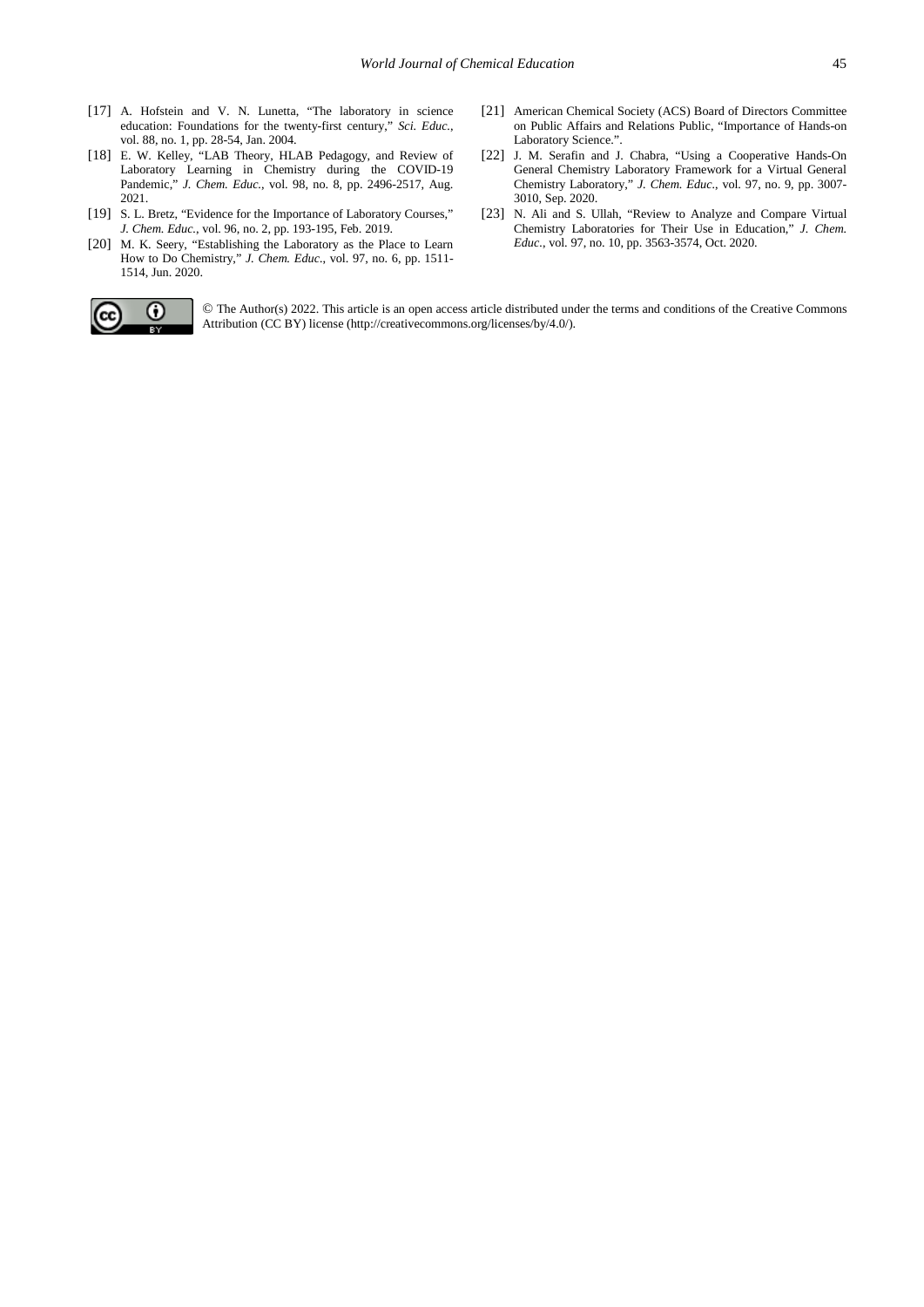[17] A. Hofstein and V. N. Lunetta, "The laboratory in science education: Foundations for the twenty-first century," *Sci. Educ.*, vol. 88, no. 1, pp. 28-54, Jan. 2004.

[18] E. W. Kelley, "LAB Theory, HLAB Pedagogy, and Review of Laboratory Learning in Chemistry during the COVID-19 Pandemic," *J. Chem. Educ.*, vol. 98, no. 8, pp. 2496-2517, Aug. 2021.

[19] S. L. Bretz, "Evidence for the Importance of Laboratory Courses," *J. Chem. Educ.*, vol. 96, no. 2, pp. 193-195, Feb. 2019.

[20] M. K. Seery, "Establishing the Laboratory as the Place to Learn How to Do Chemistry," *J. Chem. Educ.*, vol. 97, no. 6, pp. 1511-1514, Jun. 2020.

[21] American Chemical Society (ACS) Board of Directors Committee on Public Affairs and Relations Public, "Importance of Hands-on Laboratory Science.".

[22] J. M. Serafin and J. Chabra, "Using a Cooperative Hands-On General Chemistry Laboratory Framework for a Virtual General Chemistry Laboratory," *J. Chem. Educ.*, vol. 97, no. 9, pp. 3007-3010, Sep. 2020.

[23] N. Ali and S. Ullah, "Review to Analyze and Compare Virtual Chemistry Laboratories for Their Use in Education," *J. Chem. Educ.*, vol. 97, no. 10, pp. 3563-3574, Oct. 2020.

© The Author(s) 2022. This article is an open access article distributed under the terms and conditions of the Creative Commons Attribution (CC BY) license (http://creativecommons.org/licenses/by/4.0/).